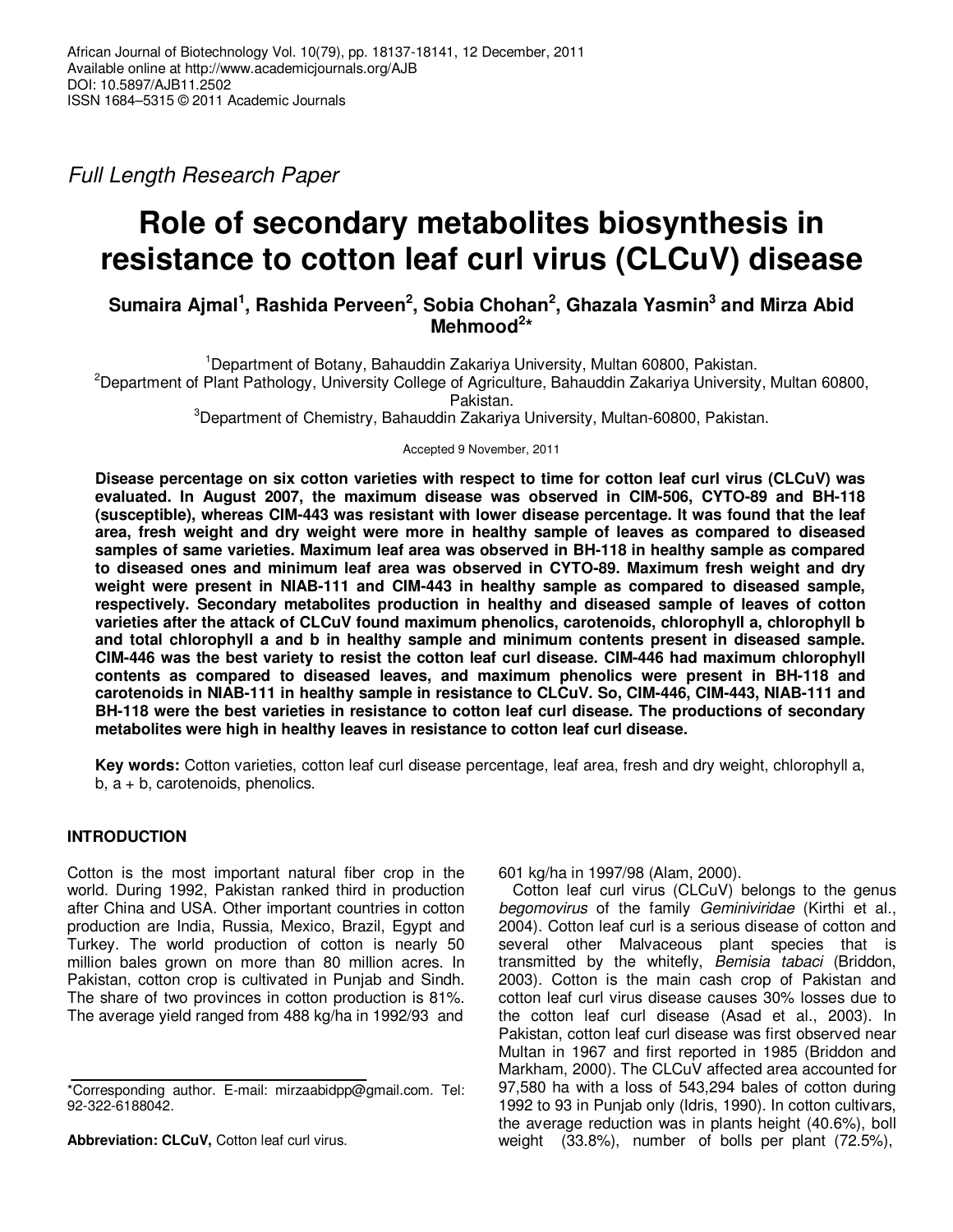*Full Length Research Paper*

# Role of secondary metabolites biosynthesis in resistance to cotton leaf curl virus (CLCuV) disease

**Sumaira Ajmal[1], Rashida Perveen[2], Sobia Chohan[2], Ghazala Yasmin[3] and Mirza Abid Mehmood[2]***

[1]Department of Botany, Bahauddin Zakariya University, Multan 60800, Pakistan.
[2]Department of Plant Pathology, University College of Agriculture, Bahauddin Zakariya University, Multan 60800, Pakistan.
[3]Department of Chemistry, Bahauddin Zakariya University, Multan-60800, Pakistan.

Accepted 9 November, 2011

**Disease percentage on six cotton varieties with respect to time for cotton leaf curl virus (CLCuV) was evaluated. In August 2007, the maximum disease was observed in CIM-506, CYTO-89 and BH-118 (susceptible), whereas CIM-443 was resistant with lower disease percentage. It was found that the leaf area, fresh weight and dry weight were more in healthy sample of leaves as compared to diseased samples of same varieties. Maximum leaf area was observed in BH-118 in healthy sample as compared to diseased ones and minimum leaf area was observed in CYTO-89. Maximum fresh weight and dry weight were present in NIAB-111 and CIM-443 in healthy sample as compared to diseased sample, respectively. Secondary metabolites production in healthy and diseased sample of leaves of cotton varieties after the attack of CLCuV found maximum phenolics, carotenoids, chlorophyll a, chlorophyll b and total chlorophyll a and b in healthy sample and minimum contents present in diseased sample. CIM-446 was the best variety to resist the cotton leaf curl disease. CIM-446 had maximum chlorophyll contents as compared to diseased leaves, and maximum phenolics were present in BH-118 and carotenoids in NIAB-111 in healthy sample in resistance to CLCuV. So, CIM-446, CIM-443, NIAB-111 and BH-118 were the best varieties in resistance to cotton leaf curl disease. The productions of secondary metabolites were high in healthy leaves in resistance to cotton leaf curl disease.**

**Key words:** Cotton varieties, cotton leaf curl disease percentage, leaf area, fresh and dry weight, chlorophyll a, b, a + b, carotenoids, phenolics.

## INTRODUCTION

Cotton is the most important natural fiber crop in the world. During 1992, Pakistan ranked third in production after China and USA. Other important countries in cotton production are India, Russia, Mexico, Brazil, Egypt and Turkey. The world production of cotton is nearly 50 million bales grown on more than 80 million acres. In Pakistan, cotton crop is cultivated in Punjab and Sindh. The share of two provinces in cotton production is 81%. The average yield ranged from 488 kg/ha in 1992/93 and 601 kg/ha in 1997/98 (Alam, 2000).

Cotton leaf curl virus (CLCuV) belongs to the genus *begomovirus* of the family *Geminiviridae* (Kirthi et al., 2004). Cotton leaf curl is a serious disease of cotton and several other Malvaceous plant species that is transmitted by the whitefly, *Bemisia tabaci* (Briddon, 2003). Cotton is the main cash crop of Pakistan and cotton leaf curl virus disease causes 30% losses due to the cotton leaf curl disease (Asad et al., 2003). In Pakistan, cotton leaf curl disease was first observed near Multan in 1967 and first reported in 1985 (Briddon and Markham, 2000). The CLCuV affected area accounted for 97,580 ha with a loss of 543,294 bales of cotton during 1992 to 93 in Punjab only (Idris, 1990). In cotton cultivars, the average reduction was in plants height (40.6%), boll weight (33.8%), number of bolls per plant (72.5%),

*Corresponding author. E-mail: mirzaabidpp@gmail.com. Tel: 92-322-6188042.

**Abbreviation: CLCuV,** Cotton leaf curl virus.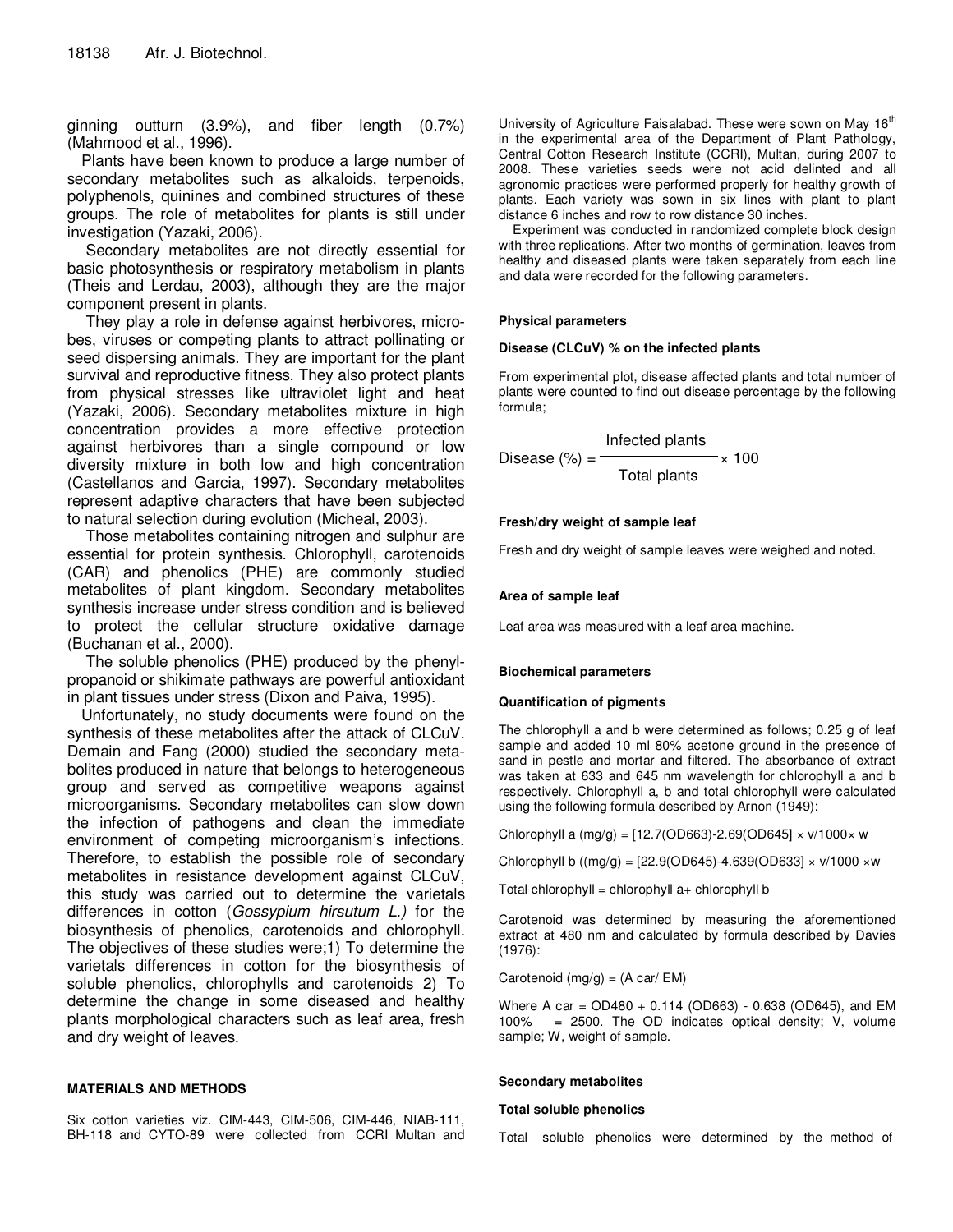ginning outturn (3.9%), and fiber length (0.7%) (Mahmood et al., 1996).

Plants have been known to produce a large number of secondary metabolites such as alkaloids, terpenoids, polyphenols, quinines and combined structures of these groups. The role of metabolites for plants is still under investigation (Yazaki, 2006).

Secondary metabolites are not directly essential for basic photosynthesis or respiratory metabolism in plants (Theis and Lerdau, 2003), although they are the major component present in plants.

They play a role in defense against herbivores, microbes, viruses or competing plants to attract pollinating or seed dispersing animals. They are important for the plant survival and reproductive fitness. They also protect plants from physical stresses like ultraviolet light and heat (Yazaki, 2006). Secondary metabolites mixture in high concentration provides a more effective protection against herbivores than a single compound or low diversity mixture in both low and high concentration (Castellanos and Garcia, 1997). Secondary metabolites represent adaptive characters that have been subjected to natural selection during evolution (Micheal, 2003).

Those metabolites containing nitrogen and sulphur are essential for protein synthesis. Chlorophyll, carotenoids (CAR) and phenolics (PHE) are commonly studied metabolites of plant kingdom. Secondary metabolites synthesis increase under stress condition and is believed to protect the cellular structure oxidative damage (Buchanan et al., 2000).

The soluble phenolics (PHE) produced by the phenylpropanoid or shikimate pathways are powerful antioxidant in plant tissues under stress (Dixon and Paiva, 1995).

Unfortunately, no study documents were found on the synthesis of these metabolites after the attack of CLCuV. Demain and Fang (2000) studied the secondary metabolites produced in nature that belongs to heterogeneous group and served as competitive weapons against microorganisms. Secondary metabolites can slow down the infection of pathogens and clean the immediate environment of competing microorganism's infections. Therefore, to establish the possible role of secondary metabolites in resistance development against CLCuV, this study was carried out to determine the varietals differences in cotton (*Gossypium hirsutum L.)* for the biosynthesis of phenolics, carotenoids and chlorophyll. The objectives of these studies were;1) To determine the varietals differences in cotton for the biosynthesis of soluble phenolics, chlorophylls and carotenoids 2) To determine the change in some diseased and healthy plants morphological characters such as leaf area, fresh and dry weight of leaves.

## MATERIALS AND METHODS

Six cotton varieties viz. CIM-443, CIM-506, CIM-446, NIAB-111, BH-118 and CYTO-89 were collected from CCRI Multan and University of Agriculture Faisalabad. These were sown on May 16th in the experimental area of the Department of Plant Pathology, Central Cotton Research Institute (CCRI), Multan, during 2007 to 2008. These varieties seeds were not acid delinted and all agronomic practices were performed properly for healthy growth of plants. Each variety was sown in six lines with plant to plant distance 6 inches and row to row distance 30 inches.

Experiment was conducted in randomized complete block design with three replications. After two months of germination, leaves from healthy and diseased plants were taken separately from each line and data were recorded for the following parameters.

### Physical parameters

#### Disease (CLCuV) % on the infected plants

From experimental plot, disease affected plants and total number of plants were counted to find out disease percentage by the following formula;

$$\text{Disease (\%)} = \frac{\text{Infected plants}}{\text{Total plants}} \times 100$$

#### Fresh/dry weight of sample leaf

Fresh and dry weight of sample leaves were weighed and noted.

#### Area of sample leaf

Leaf area was measured with a leaf area machine.

### Biochemical parameters

#### Quantification of pigments

The chlorophyll a and b were determined as follows; 0.25 g of leaf sample and added 10 ml 80% acetone ground in the presence of sand in pestle and mortar and filtered. The absorbance of extract was taken at 633 and 645 nm wavelength for chlorophyll a and b respectively. Chlorophyll a, b and total chlorophyll were calculated using the following formula described by Arnon (1949):

$$\text{Chlorophyll a (mg/g)} = [12.7(OD663)-2.69(OD645)] \times v/1000 \times w$$

$$\text{Chlorophyll b ((mg/g)} = [22.9(OD645)-4.639(OD633] \times v/1000 \times w$$

Total chlorophyll = chlorophyll a+ chlorophyll b

Carotenoid was determined by measuring the aforementioned extract at 480 nm and calculated by formula described by Davies (1976):

$$\text{Carotenoid (mg/g)} = (A\ car/\ EM)$$

Where A car = OD480 + 0.114 (OD663) - 0.638 (OD645), and EM 100% = 2500. The OD indicates optical density; V, volume sample; W, weight of sample.

### Secondary metabolites

#### Total soluble phenolics

Total soluble phenolics were determined by the method of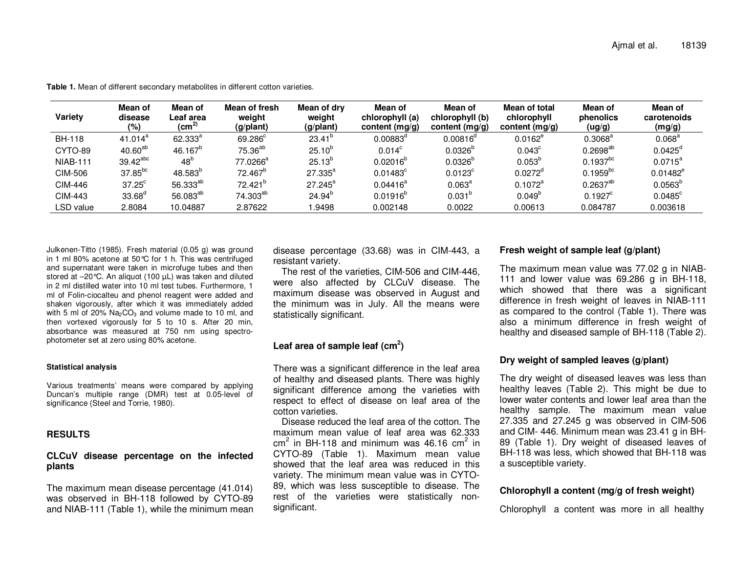**Table 1.** Mean of different secondary metabolites in different cotton varieties.

| Variety | Mean of disease (%) | Mean of Leaf area (cm$^{2}$) | Mean of fresh weight (g/plant) | Mean of dry weight (g/plant) | Mean of chlorophyll (a) content (mg/g) | Mean of chlorophyll (b) content (mg/g) | Mean of total chlorophyll content (mg/g) | Mean of phenolics (ug/g) | Mean of carotenoids (mg/g) |
|---|---|---|---|---|---|---|---|---|---|
| BH-118 | 41.014$^{a}$ | 62.333$^{a}$ | 69.286$^{c}$ | 23.41$^{b}$ | 0.00883$^{d}$ | 0.00816$^{d}$ | 0.0162$^{e}$ | 0.3068$^{a}$ | 0.068$^{a}$ |
| CYTO-89 | 40.60$^{ab}$ | 46.167$^{b}$ | 75.36$^{ab}$ | 25.10$^{b}$ | 0.014$^{c}$ | 0.0326$^{b}$ | 0.043$^{c}$ | 0.2698$^{ab}$ | 0.0425$^{d}$ |
| NIAB-111 | 39.42$^{abc}$ | 48$^{b}$ | 77.0266$^{a}$ | 25.13$^{b}$ | 0.02016$^{b}$ | 0.0326$^{b}$ | 0.053$^{b}$ | 0.1937$^{bc}$ | 0.0715$^{a}$ |
| CIM-506 | 37.85$^{bc}$ | 48.583$^{b}$ | 72.467$^{b}$ | 27.335$^{a}$ | 0.01483$^{c}$ | 0.0123$^{c}$ | 0.0272$^{d}$ | 0.1959$^{bc}$ | 0.01482$^{e}$ |
| CIM-446 | 37.25$^{c}$ | 56.333$^{ab}$ | 72.421$^{b}$ | 27.245$^{a}$ | 0.04416$^{a}$ | 0.063$^{a}$ | 0.1072$^{a}$ | 0.2637$^{ab}$ | 0.0563$^{b}$ |
| CIM-443 | 33.68$^{d}$ | 56.083$^{ab}$ | 74.303$^{ab}$ | 24.94$^{b}$ | 0.01916$^{b}$ | 0.031$^{b}$ | 0.049$^{b}$ | 0.1927$^{c}$ | 0.0485$^{c}$ |
| LSD value | 2.8084 | 10.04887 | 2.87622 | 1.9498 | 0.002148 | 0.0022 | 0.00613 | 0.084787 | 0.003618 |

Julkenen-Titto (1985). Fresh material (0.05 g) was ground in 1 ml 80% acetone at 50°C for 1 h. This was centrifuged and supernatant were taken in microfuge tubes and then stored at –20°C. An aliquot (100 µL) was taken and diluted in 2 ml distilled water into 10 ml test tubes. Furthermore, 1 ml of Folin-ciocalteu and phenol reagent were added and shaken vigorously, after which it was immediately added with 5 ml of 20% $Na_2CO_3$ and volume made to 10 ml, and then vortexed vigorously for 5 to 10 s. After 20 min, absorbance was measured at 750 nm using spectrophotometer set at zero using 80% acetone.

#### Statistical analysis

Various treatments' means were compared by applying Duncan's multiple range (DMR) test at 0.05-level of significance (Steel and Torrie, 1980).

## RESULTS

### CLCuV disease percentage on the infected plants

The maximum mean disease percentage (41.014) was observed in BH-118 followed by CYTO-89 and NIAB-111 (Table 1), while the minimum mean disease percentage (33.68) was in CIM-443, a resistant variety.

The rest of the varieties, CIM-506 and CIM-446, were also affected by CLCuV disease. The maximum disease was observed in August and the minimum was in July. All the means were statistically significant.

### Leaf area of sample leaf (cm$^2$)

There was a significant difference in the leaf area of healthy and diseased plants. There was highly significant difference among the varieties with respect to effect of disease on leaf area of the cotton varieties.

Disease reduced the leaf area of the cotton. The maximum mean value of leaf area was 62.333 cm$^2$ in BH-118 and minimum was 46.16 cm$^2$ in CYTO-89 (Table 1). Maximum mean value showed that the leaf area was reduced in this variety. The minimum mean value was in CYTO-89, which was less susceptible to disease. The rest of the varieties were statistically non-significant.

### Fresh weight of sample leaf (g/plant)

The maximum mean value was 77.02 g in NIAB-111 and lower value was 69.286 g in BH-118, which showed that there was a significant difference in fresh weight of leaves in NIAB-111 as compared to the control (Table 1). There was also a minimum difference in fresh weight of healthy and diseased sample of BH-118 (Table 2).

### Dry weight of sampled leaves (g/plant)

The dry weight of diseased leaves was less than healthy leaves (Table 2). This might be due to lower water contents and lower leaf area than the healthy sample. The maximum mean value 27.335 and 27.245 g was observed in CIM-506 and CIM- 446. Minimum mean was 23.41 g in BH-89 (Table 1). Dry weight of diseased leaves of BH-118 was less, which showed that BH-118 was a susceptible variety.

### Chlorophyll a content (mg/g of fresh weight)

Chlorophyll a content was more in all healthy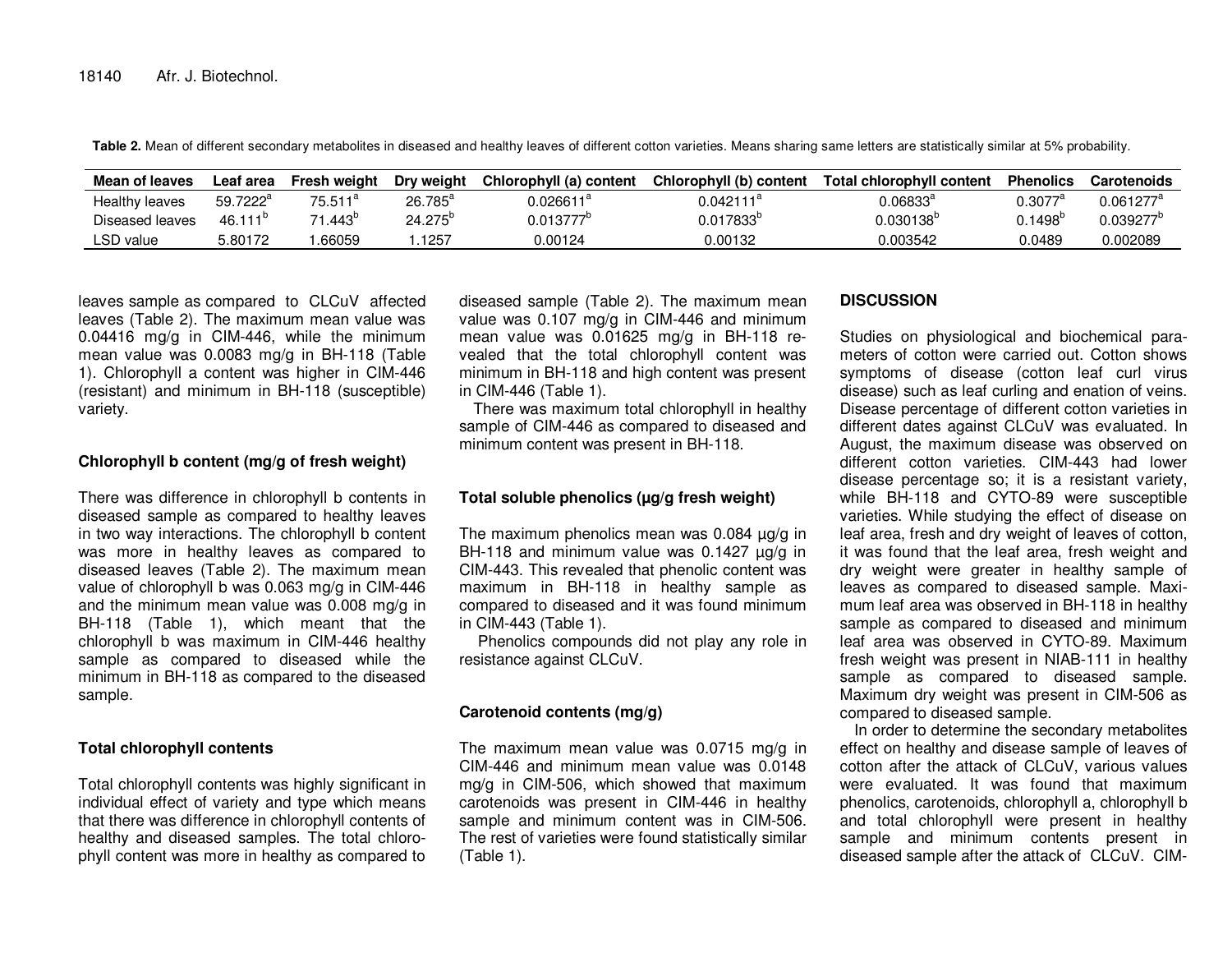**Table 2.** Mean of different secondary metabolites in diseased and healthy leaves of different cotton varieties. Means sharing same letters are statistically similar at 5% probability.

| Mean of leaves | Leaf area | Fresh weight | Dry weight | Chlorophyll (a) content | Chlorophyll (b) content | Total chlorophyll content | Phenolics | Carotenoids |
|---|---|---|---|---|---|---|---|---|
| Healthy leaves | 59.7222[a] | 75.511[a] | 26.785[a] | 0.026611[a] | 0.042111[a] | 0.06833[a] | 0.3077[a] | 0.061277[a] |
| Diseased leaves | 46.111[b] | 71.443[b] | 24.275[b] | 0.013777[b] | 0.017833[b] | 0.030138[b] | 0.1498[b] | 0.039277[b] |
| LSD value | 5.80172 | 1.66059 | 1.1257 | 0.00124 | 0.00132 | 0.003542 | 0.0489 | 0.002089 |

leaves sample as compared to CLCuV affected leaves (Table 2). The maximum mean value was 0.04416 mg/g in CIM-446, while the minimum mean value was 0.0083 mg/g in BH-118 (Table 1). Chlorophyll a content was higher in CIM-446 (resistant) and minimum in BH-118 (susceptible) variety.

### Chlorophyll b content (mg/g of fresh weight)

There was difference in chlorophyll b contents in diseased sample as compared to healthy leaves in two way interactions. The chlorophyll b content was more in healthy leaves as compared to diseased leaves (Table 2). The maximum mean value of chlorophyll b was 0.063 mg/g in CIM-446 and the minimum mean value was 0.008 mg/g in BH-118 (Table 1), which meant that the chlorophyll b was maximum in CIM-446 healthy sample as compared to diseased while the minimum in BH-118 as compared to the diseased sample.

### Total chlorophyll contents

Total chlorophyll contents was highly significant in individual effect of variety and type which means that there was difference in chlorophyll contents of healthy and diseased samples. The total chlorophyll content was more in healthy as compared to diseased sample (Table 2). The maximum mean value was 0.107 mg/g in CIM-446 and minimum mean value was 0.01625 mg/g in BH-118 revealed that the total chlorophyll content was minimum in BH-118 and high content was present in CIM-446 (Table 1).

There was maximum total chlorophyll in healthy sample of CIM-446 as compared to diseased and minimum content was present in BH-118.

### Total soluble phenolics (µg/g fresh weight)

The maximum phenolics mean was 0.084 µg/g in BH-118 and minimum value was 0.1427 µg/g in CIM-443. This revealed that phenolic content was maximum in BH-118 in healthy sample as compared to diseased and it was found minimum in CIM-443 (Table 1).

Phenolics compounds did not play any role in resistance against CLCuV.

### Carotenoid contents (mg/g)

The maximum mean value was 0.0715 mg/g in CIM-446 and minimum mean value was 0.0148 mg/g in CIM-506, which showed that maximum carotenoids was present in CIM-446 in healthy sample and minimum content was in CIM-506. The rest of varieties were found statistically similar (Table 1).

## DISCUSSION

Studies on physiological and biochemical parameters of cotton were carried out. Cotton shows symptoms of disease (cotton leaf curl virus disease) such as leaf curling and enation of veins. Disease percentage of different cotton varieties in different dates against CLCuV was evaluated. In August, the maximum disease was observed on different cotton varieties. CIM-443 had lower disease percentage so; it is a resistant variety, while BH-118 and CYTO-89 were susceptible varieties. While studying the effect of disease on leaf area, fresh and dry weight of leaves of cotton, it was found that the leaf area, fresh weight and dry weight were greater in healthy sample of leaves as compared to diseased sample. Maximum leaf area was observed in BH-118 in healthy sample as compared to diseased and minimum leaf area was observed in CYTO-89. Maximum fresh weight was present in NIAB-111 in healthy sample as compared to diseased sample. Maximum dry weight was present in CIM-506 as compared to diseased sample.

In order to determine the secondary metabolites effect on healthy and disease sample of leaves of cotton after the attack of CLCuV, various values were evaluated. It was found that maximum phenolics, carotenoids, chlorophyll a, chlorophyll b and total chlorophyll were present in healthy sample and minimum contents present in diseased sample after the attack of CLCuV. CIM-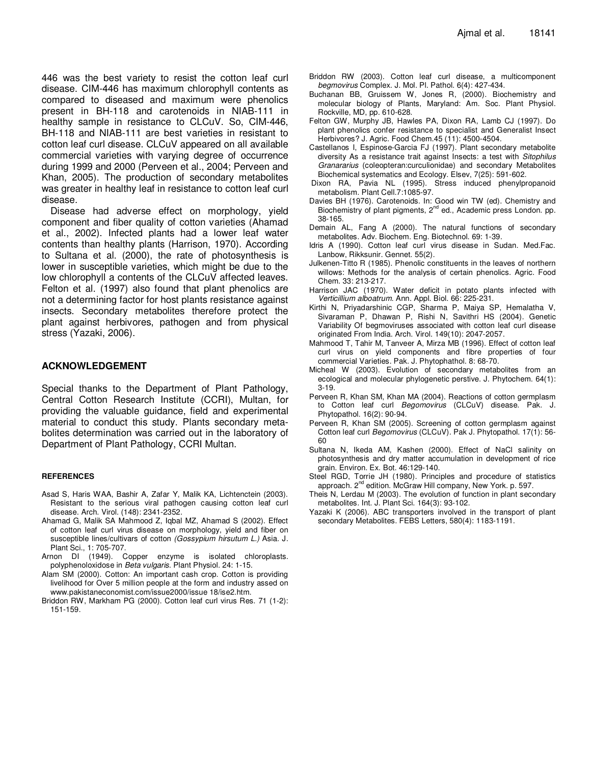446 was the best variety to resist the cotton leaf curl disease. CIM-446 has maximum chlorophyll contents as compared to diseased and maximum were phenolics present in BH-118 and carotenoids in NIAB-111 in healthy sample in resistance to CLCuV. So, CIM-446, BH-118 and NIAB-111 are best varieties in resistant to cotton leaf curl disease. CLCuV appeared on all available commercial varieties with varying degree of occurrence during 1999 and 2000 (Perveen et al., 2004; Perveen and Khan, 2005). The production of secondary metabolites was greater in healthy leaf in resistance to cotton leaf curl disease.

Disease had adverse effect on morphology, yield component and fiber quality of cotton varieties (Ahamad et al., 2002). Infected plants had a lower leaf water contents than healthy plants (Harrison, 1970). According to Sultana et al. (2000), the rate of photosynthesis is lower in susceptible varieties, which might be due to the low chlorophyll a contents of the CLCuV affected leaves. Felton et al. (1997) also found that plant phenolics are not a determining factor for host plants resistance against insects. Secondary metabolites therefore protect the plant against herbivores, pathogen and from physical stress (Yazaki, 2006).

## ACKNOWLEDGEMENT

Special thanks to the Department of Plant Pathology, Central Cotton Research Institute (CCRI), Multan, for providing the valuable guidance, field and experimental material to conduct this study. Plants secondary metabolites determination was carried out in the laboratory of Department of Plant Pathology, CCRI Multan.

## REFERENCES

Asad S, Haris WAA, Bashir A, Zafar Y, Malik KA, Lichtenctein (2003). Resistant to the serious viral pathogen causing cotton leaf curl disease. Arch. Virol. (148): 2341-2352.

Ahamad G, Malik SA Mahmood Z, Iqbal MZ, Ahamad S (2002). Effect of cotton leaf curl virus disease on morphology, yield and fiber on susceptible lines/cultivars of cotton *(Gossypium hirsutum L.)* Asia. J. Plant Sci., 1: 705-707.

Arnon DI (1949). Copper enzyme is isolated chloroplasts. polyphenoloxidose in *Beta vulgaris*. Plant Physiol. 24: 1-15.

Alam SM (2000). Cotton: An important cash crop. Cotton is providing livelihood for Over 5 million people at the form and industry assed on www.pakistaneconomist.com/issue2000/issue 18/ise2.htm.

Briddon RW, Markham PG (2000). Cotton leaf curl virus Res. 71 (1-2): 151-159.

Briddon RW (2003). Cotton leaf curl disease, a multicomponent *begmovirus* Complex. J. Mol. Pl. Pathol. 6(4): 427-434.

Buchanan BB, Gruissem W, Jones R, (2000). Biochemistry and molecular biology of Plants, Maryland: Am. Soc. Plant Physiol. Rockville, MD, pp. 610-628.

Felton GW, Murphy JB, Hawles PA, Dixon RA, Lamb CJ (1997). Do plant phenolics confer resistance to specialist and Generalist Insect Herbivores? J. Agric. Food Chem.45 (11): 4500-4504.

Castellanos I, Espinose-Garcia FJ (1997). Plant secondary metabolite diversity As a resistance trait against Insects: a test with *Sitophilus Granararius* (coleopteran:curculionidae) and secondary Metabolites Biochemical systematics and Ecology. Elsev, 7(25): 591-602.

Dixon RA, Pavia NL (1995). Stress induced phenylpropanoid metabolism. Plant Cell.7:1085-97.

Davies BH (1976). Carotenoids. In: Good win TW (ed). Chemistry and Biochemistry of plant pigments, 2nd ed., Academic press London. pp. 38-165.

Demain AL, Fang A (2000). The natural functions of secondary metabolites. Adv. Biochem. Eng. Biotechnol. 69: 1-39.

Idris A (1990). Cotton leaf curl virus disease in Sudan. Med.Fac. Lanbow, Rikksunir. Gennet. 55(2).

Julkenen-Titto R (1985). Phenolic constituents in the leaves of northern willows: Methods for the analysis of certain phenolics. Agric. Food Chem. 33: 213-217.

Harrison JAC (1970). Water deficit in potato plants infected with *Verticillium alboatrum*. Ann. Appl. Biol. 66: 225-231.

Kirthi N, Priyadarshinic CGP, Sharma P, Maiya SP, Hemalatha V, Sivaraman P, Dhawan P, Rishi N, Savithri HS (2004). Genetic Variability Of begmoviruses associated with cotton leaf curl disease originated From India. Arch. Virol. 149(10): 2047-2057.

Mahmood T, Tahir M, Tanveer A, Mirza MB (1996). Effect of cotton leaf curl virus on yield components and fibre properties of four commercial Varieties. Pak. J. Phytophathol. 8: 68-70.

Micheal W (2003). Evolution of secondary metabolites from an ecological and molecular phylogenetic perstive. J. Phytochem. 64(1): 3-19.

Perveen R, Khan SM, Khan MA (2004). Reactions of cotton germplasm to Cotton leaf curl *Begomovirus* (CLCuV) disease. Pak. J. Phytopathol. 16(2): 90-94.

Perveen R, Khan SM (2005). Screening of cotton germplasm against Cotton leaf curl *Begomovirus* (CLCuV). Pak J. Phytopathol. 17(1): 56-60

Sultana N, Ikeda AM, Kashen (2000). Effect of NaCl salinity on photosynthesis and dry matter accumulation in development of rice grain. Environ. Ex. Bot. 46:129-140.

Steel RGD, Torrie JH (1980). Principles and procedure of statistics approach. 2nd edition. McGraw Hill company, New York. p. 597.

Theis N, Lerdau M (2003). The evolution of function in plant secondary metabolites. Int. J. Plant Sci. 164(3): 93-102.

Yazaki K (2006). ABC transporters involved in the transport of plant secondary Metabolites. FEBS Letters, 580(4): 1183-1191.